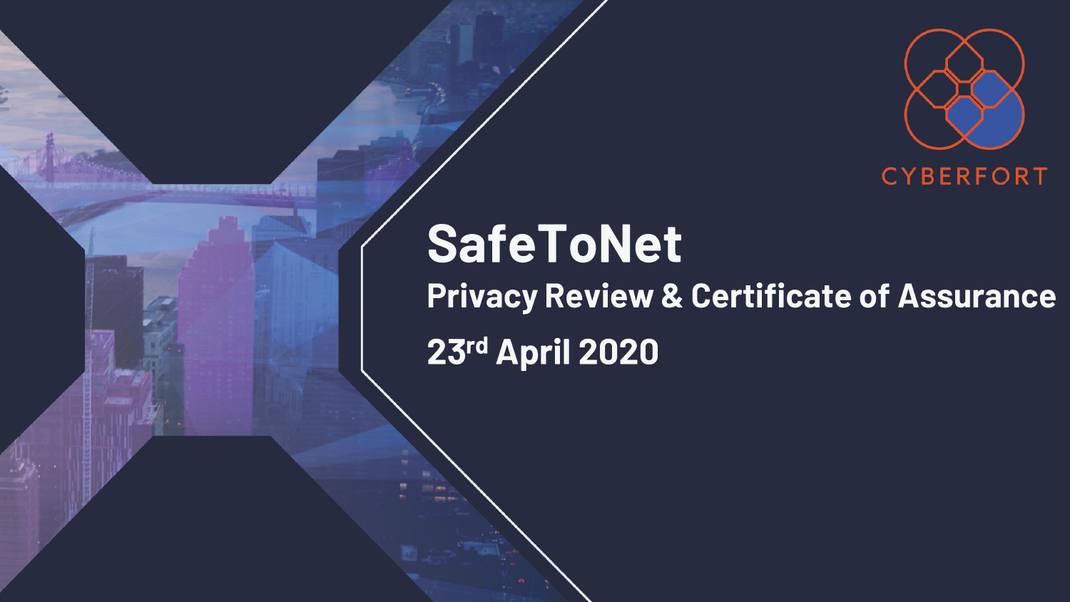CYBERFORT

# SafeToNet

## Privacy Review & Certificate of Assurance

## 23rd April 2020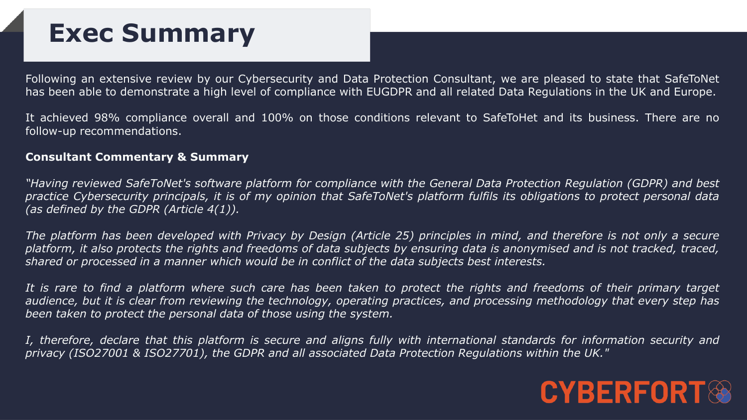# Exec Summary

Following an extensive review by our Cybersecurity and Data Protection Consultant, we are pleased to state that SafeToNet has been able to demonstrate a high level of compliance with EUGDPR and all related Data Regulations in the UK and Europe.

It achieved 98% compliance overall and 100% on those conditions relevant to SafeToHet and its business. There are no follow-up recommendations.

**Consultant Commentary & Summary**

*"Having reviewed SafeToNet's software platform for compliance with the General Data Protection Regulation (GDPR) and best practice Cybersecurity principals, it is of my opinion that SafeToNet's platform fulfils its obligations to protect personal data (as defined by the GDPR (Article 4(1)).*

*The platform has been developed with Privacy by Design (Article 25) principles in mind, and therefore is not only a secure platform, it also protects the rights and freedoms of data subjects by ensuring data is anonymised and is not tracked, traced, shared or processed in a manner which would be in conflict of the data subjects best interests.*

*It is rare to find a platform where such care has been taken to protect the rights and freedoms of their primary target audience, but it is clear from reviewing the technology, operating practices, and processing methodology that every step has been taken to protect the personal data of those using the system.*

*I, therefore, declare that this platform is secure and aligns fully with international standards for information security and privacy (ISO27001 & ISO27701), the GDPR and all associated Data Protection Regulations within the UK."*

CYBERFORT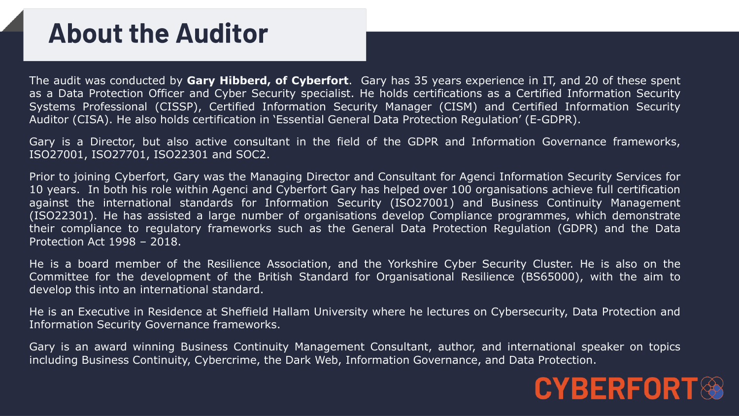# About the Auditor

The audit was conducted by **Gary Hibberd, of Cyberfort**. Gary has 35 years experience in IT, and 20 of these spent as a Data Protection Officer and Cyber Security specialist. He holds certifications as a Certified Information Security Systems Professional (CISSP), Certified Information Security Manager (CISM) and Certified Information Security Auditor (CISA). He also holds certification in 'Essential General Data Protection Regulation' (E-GDPR).

Gary is a Director, but also active consultant in the field of the GDPR and Information Governance frameworks, ISO27001, ISO27701, ISO22301 and SOC2.

Prior to joining Cyberfort, Gary was the Managing Director and Consultant for Agenci Information Security Services for 10 years. In both his role within Agenci and Cyberfort Gary has helped over 100 organisations achieve full certification against the international standards for Information Security (ISO27001) and Business Continuity Management (ISO22301). He has assisted a large number of organisations develop Compliance programmes, which demonstrate their compliance to regulatory frameworks such as the General Data Protection Regulation (GDPR) and the Data Protection Act 1998 – 2018.

He is a board member of the Resilience Association, and the Yorkshire Cyber Security Cluster. He is also on the Committee for the development of the British Standard for Organisational Resilience (BS65000), with the aim to develop this into an international standard.

He is an Executive in Residence at Sheffield Hallam University where he lectures on Cybersecurity, Data Protection and Information Security Governance frameworks.

Gary is an award winning Business Continuity Management Consultant, author, and international speaker on topics including Business Continuity, Cybercrime, the Dark Web, Information Governance, and Data Protection.

CYBERFORT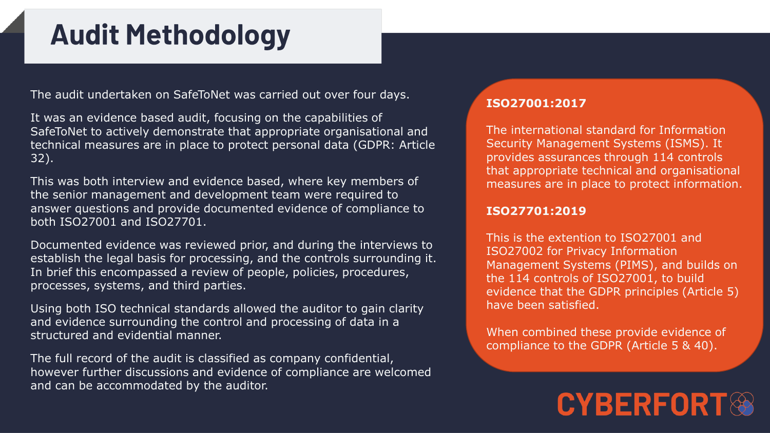# Audit Methodology

The audit undertaken on SafeToNet was carried out over four days.

It was an evidence based audit, focusing on the capabilities of SafeToNet to actively demonstrate that appropriate organisational and technical measures are in place to protect personal data (GDPR: Article 32).

This was both interview and evidence based, where key members of the senior management and development team were required to answer questions and provide documented evidence of compliance to both ISO27001 and ISO27701.

Documented evidence was reviewed prior, and during the interviews to establish the legal basis for processing, and the controls surrounding it. In brief this encompassed a review of people, policies, procedures, processes, systems, and third parties.

Using both ISO technical standards allowed the auditor to gain clarity and evidence surrounding the control and processing of data in a structured and evidential manner.

The full record of the audit is classified as company confidential, however further discussions and evidence of compliance are welcomed and can be accommodated by the auditor.

**ISO27001:2017**

The international standard for Information Security Management Systems (ISMS). It provides assurances through 114 controls that appropriate technical and organisational measures are in place to protect information.

**ISO27701:2019**

This is the extention to ISO27001 and ISO27002 for Privacy Information Management Systems (PIMS), and builds on the 114 controls of ISO27001, to build evidence that the GDPR principles (Article 5) have been satisfied.

When combined these provide evidence of compliance to the GDPR (Article 5 & 40).

CYBERFORT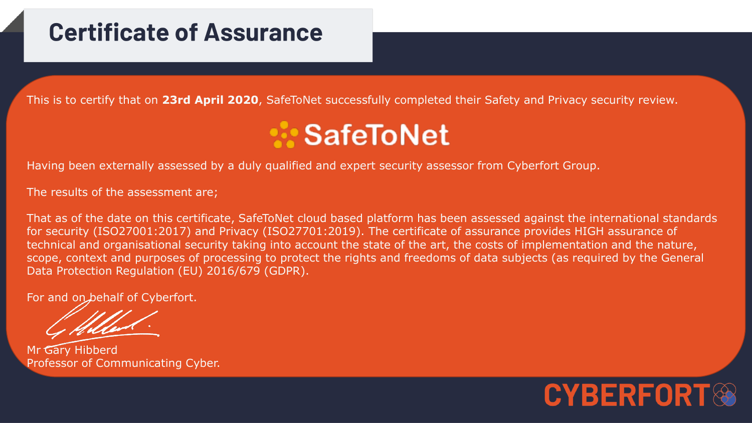# Certificate of Assurance

This is to certify that on **23rd April 2020**, SafeToNet successfully completed their Safety and Privacy security review.

SafeToNet

Having been externally assessed by a duly qualified and expert security assessor from Cyberfort Group.

The results of the assessment are;

That as of the date on this certificate, SafeToNet cloud based platform has been assessed against the international standards for security (ISO27001:2017) and Privacy (ISO27701:2019). The certificate of assurance provides HIGH assurance of technical and organisational security taking into account the state of the art, the costs of implementation and the nature, scope, context and purposes of processing to protect the rights and freedoms of data subjects (as required by the General Data Protection Regulation (EU) 2016/679 (GDPR).

For and on behalf of Cyberfort.

Mr Gary Hibberd
Professor of Communicating Cyber.

CYBERFORT